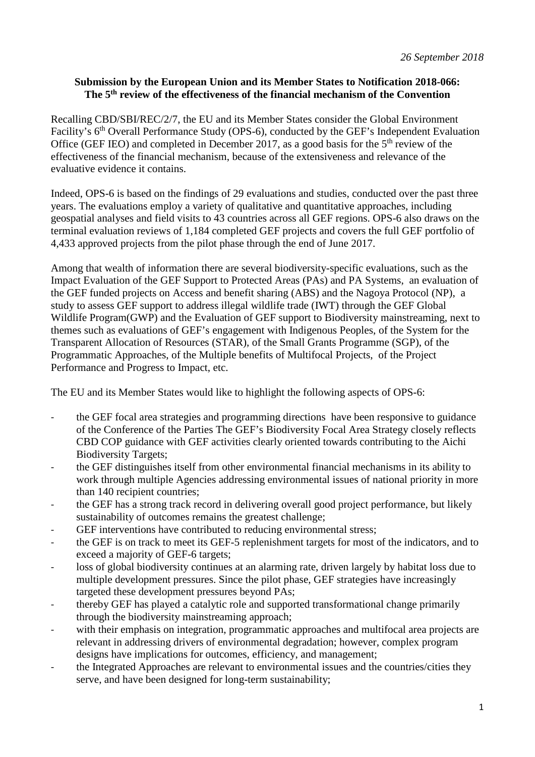*26 September 2018*

**Submission by the European Union and its Member States to Notification 2018-066: The 5th review of the effectiveness of the financial mechanism of the Convention**

Recalling CBD/SBI/REC/2/7, the EU and its Member States consider the Global Environment Facility's 6th Overall Performance Study (OPS-6), conducted by the GEF's Independent Evaluation Office (GEF IEO) and completed in December 2017, as a good basis for the 5th review of the effectiveness of the financial mechanism, because of the extensiveness and relevance of the evaluative evidence it contains.

Indeed, OPS-6 is based on the findings of 29 evaluations and studies, conducted over the past three years. The evaluations employ a variety of qualitative and quantitative approaches, including geospatial analyses and field visits to 43 countries across all GEF regions. OPS-6 also draws on the terminal evaluation reviews of 1,184 completed GEF projects and covers the full GEF portfolio of 4,433 approved projects from the pilot phase through the end of June 2017.

Among that wealth of information there are several biodiversity-specific evaluations, such as the Impact Evaluation of the GEF Support to Protected Areas (PAs) and PA Systems, an evaluation of the GEF funded projects on Access and benefit sharing (ABS) and the Nagoya Protocol (NP), a study to assess GEF support to address illegal wildlife trade (IWT) through the GEF Global Wildlife Program(GWP) and the Evaluation of GEF support to Biodiversity mainstreaming, next to themes such as evaluations of GEF's engagement with Indigenous Peoples, of the System for the Transparent Allocation of Resources (STAR), of the Small Grants Programme (SGP), of the Programmatic Approaches, of the Multiple benefits of Multifocal Projects, of the Project Performance and Progress to Impact, etc.

The EU and its Member States would like to highlight the following aspects of OPS-6:

- the GEF focal area strategies and programming directions have been responsive to guidance of the Conference of the Parties The GEF's Biodiversity Focal Area Strategy closely reflects CBD COP guidance with GEF activities clearly oriented towards contributing to the Aichi Biodiversity Targets;
- the GEF distinguishes itself from other environmental financial mechanisms in its ability to work through multiple Agencies addressing environmental issues of national priority in more than 140 recipient countries;
- the GEF has a strong track record in delivering overall good project performance, but likely sustainability of outcomes remains the greatest challenge;
- GEF interventions have contributed to reducing environmental stress;
- the GEF is on track to meet its GEF-5 replenishment targets for most of the indicators, and to exceed a majority of GEF-6 targets;
- loss of global biodiversity continues at an alarming rate, driven largely by habitat loss due to multiple development pressures. Since the pilot phase, GEF strategies have increasingly targeted these development pressures beyond PAs;
- thereby GEF has played a catalytic role and supported transformational change primarily through the biodiversity mainstreaming approach;
- with their emphasis on integration, programmatic approaches and multifocal area projects are relevant in addressing drivers of environmental degradation; however, complex program designs have implications for outcomes, efficiency, and management;
- the Integrated Approaches are relevant to environmental issues and the countries/cities they serve, and have been designed for long-term sustainability;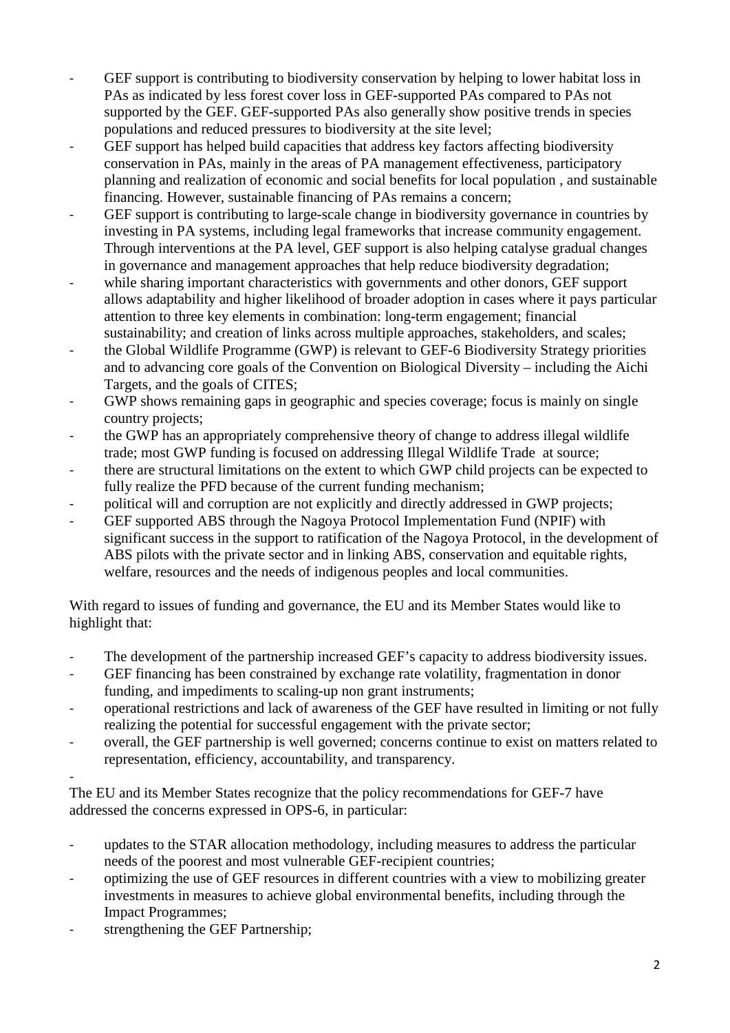- GEF support is contributing to biodiversity conservation by helping to lower habitat loss in PAs as indicated by less forest cover loss in GEF-supported PAs compared to PAs not supported by the GEF. GEF-supported PAs also generally show positive trends in species populations and reduced pressures to biodiversity at the site level;
- GEF support has helped build capacities that address key factors affecting biodiversity conservation in PAs, mainly in the areas of PA management effectiveness, participatory planning and realization of economic and social benefits for local population , and sustainable financing. However, sustainable financing of PAs remains a concern;
- GEF support is contributing to large-scale change in biodiversity governance in countries by investing in PA systems, including legal frameworks that increase community engagement. Through interventions at the PA level, GEF support is also helping catalyse gradual changes in governance and management approaches that help reduce biodiversity degradation;
- while sharing important characteristics with governments and other donors, GEF support allows adaptability and higher likelihood of broader adoption in cases where it pays particular attention to three key elements in combination: long-term engagement; financial sustainability; and creation of links across multiple approaches, stakeholders, and scales;
- the Global Wildlife Programme (GWP) is relevant to GEF-6 Biodiversity Strategy priorities and to advancing core goals of the Convention on Biological Diversity – including the Aichi Targets, and the goals of CITES;
- GWP shows remaining gaps in geographic and species coverage; focus is mainly on single country projects;
- the GWP has an appropriately comprehensive theory of change to address illegal wildlife trade; most GWP funding is focused on addressing Illegal Wildlife Trade at source;
- there are structural limitations on the extent to which GWP child projects can be expected to fully realize the PFD because of the current funding mechanism;
- political will and corruption are not explicitly and directly addressed in GWP projects;
- GEF supported ABS through the Nagoya Protocol Implementation Fund (NPIF) with significant success in the support to ratification of the Nagoya Protocol, in the development of ABS pilots with the private sector and in linking ABS, conservation and equitable rights, welfare, resources and the needs of indigenous peoples and local communities.

With regard to issues of funding and governance, the EU and its Member States would like to highlight that:

- The development of the partnership increased GEF's capacity to address biodiversity issues.
- GEF financing has been constrained by exchange rate volatility, fragmentation in donor funding, and impediments to scaling-up non grant instruments;
- operational restrictions and lack of awareness of the GEF have resulted in limiting or not fully realizing the potential for successful engagement with the private sector;
- overall, the GEF partnership is well governed; concerns continue to exist on matters related to representation, efficiency, accountability, and transparency.
-

The EU and its Member States recognize that the policy recommendations for GEF-7 have addressed the concerns expressed in OPS-6, in particular:

- updates to the STAR allocation methodology, including measures to address the particular needs of the poorest and most vulnerable GEF-recipient countries;
- optimizing the use of GEF resources in different countries with a view to mobilizing greater investments in measures to achieve global environmental benefits, including through the Impact Programmes;
- strengthening the GEF Partnership;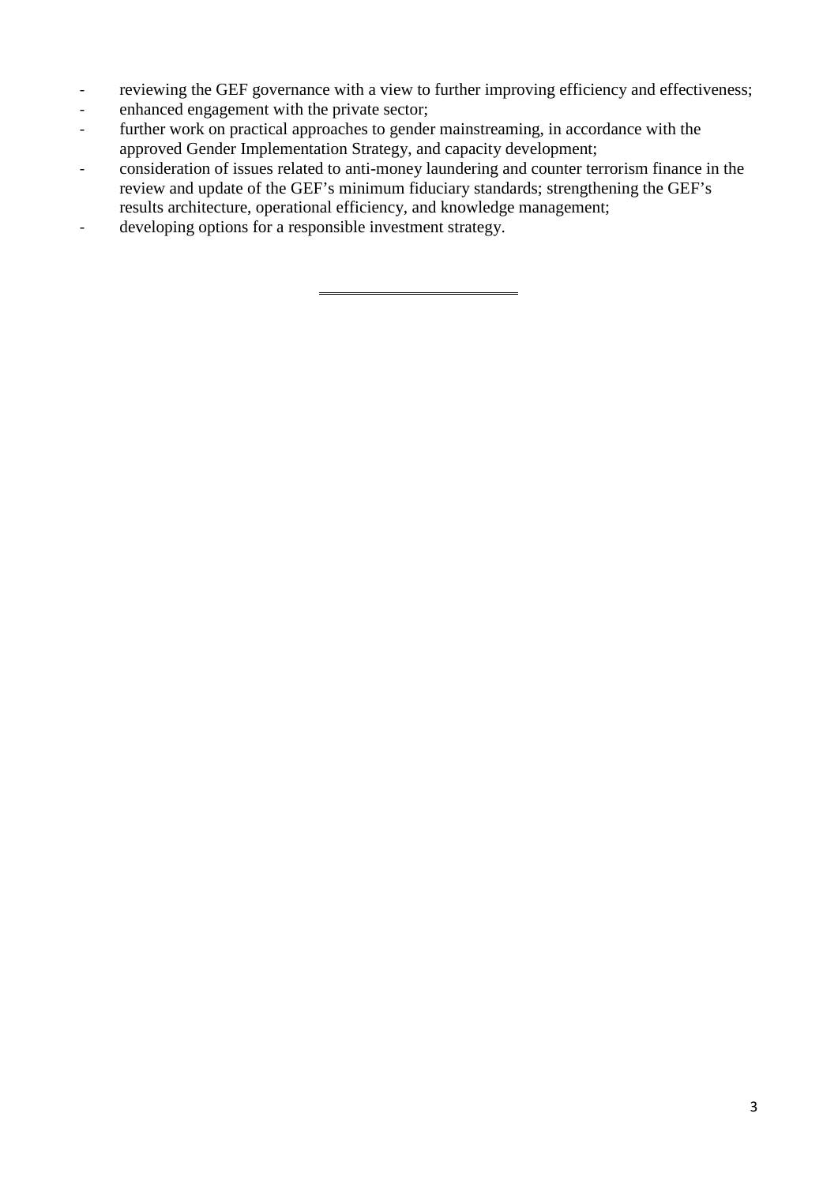- reviewing the GEF governance with a view to further improving efficiency and effectiveness;
- enhanced engagement with the private sector;
- further work on practical approaches to gender mainstreaming, in accordance with the approved Gender Implementation Strategy, and capacity development;
- consideration of issues related to anti-money laundering and counter terrorism finance in the review and update of the GEF's minimum fiduciary standards; strengthening the GEF's results architecture, operational efficiency, and knowledge management;
- developing options for a responsible investment strategy.

---